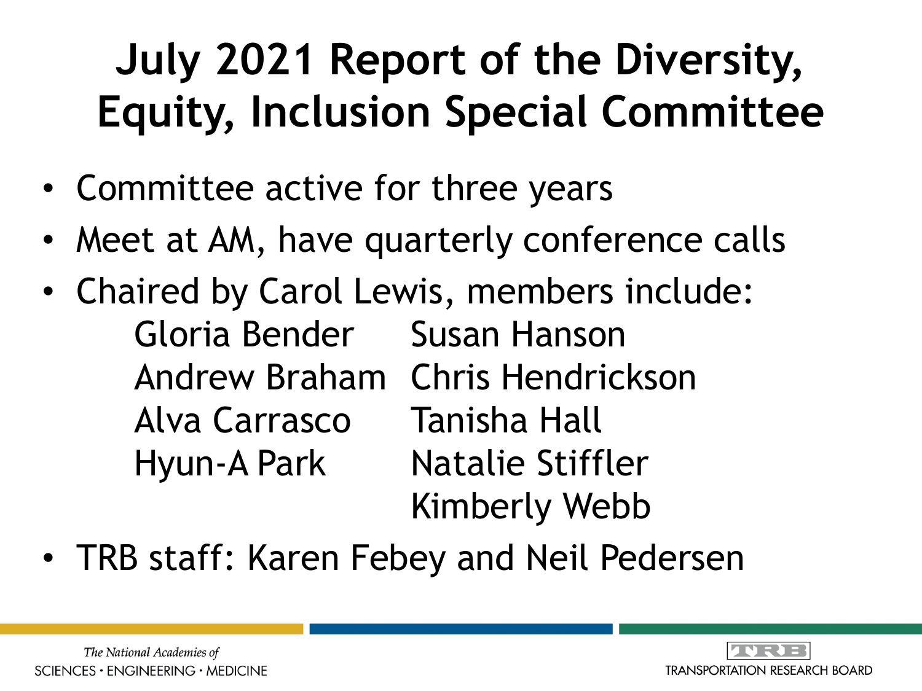# July 2021 Report of the Diversity, Equity, Inclusion Special Committee

- Committee active for three years
- Meet at AM, have quarterly conference calls
- Chaired by Carol Lewis, members include:
  - Gloria Bender
  - Andrew Braham
  - Alva Carrasco
  - Hyun-A Park
  - Susan Hanson
  - Chris Hendrickson
  - Tanisha Hall
  - Natalie Stiffler
  - Kimberly Webb
- TRB staff: Karen Febey and Neil Pedersen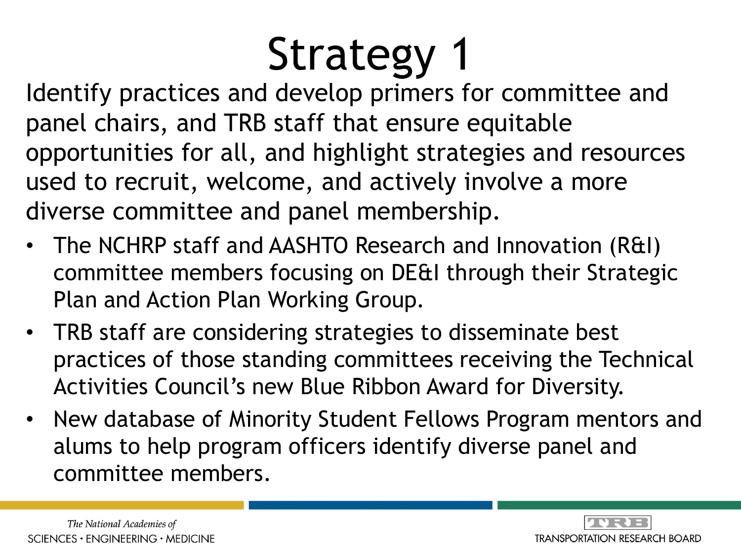# Strategy 1

Identify practices and develop primers for committee and panel chairs, and TRB staff that ensure equitable opportunities for all, and highlight strategies and resources used to recruit, welcome, and actively involve a more diverse committee and panel membership.

- The NCHRP staff and AASHTO Research and Innovation (R&I) committee members focusing on DE&I through their Strategic Plan and Action Plan Working Group.
- TRB staff are considering strategies to disseminate best practices of those standing committees receiving the Technical Activities Council's new Blue Ribbon Award for Diversity.
- New database of Minority Student Fellows Program mentors and alums to help program officers identify diverse panel and committee members.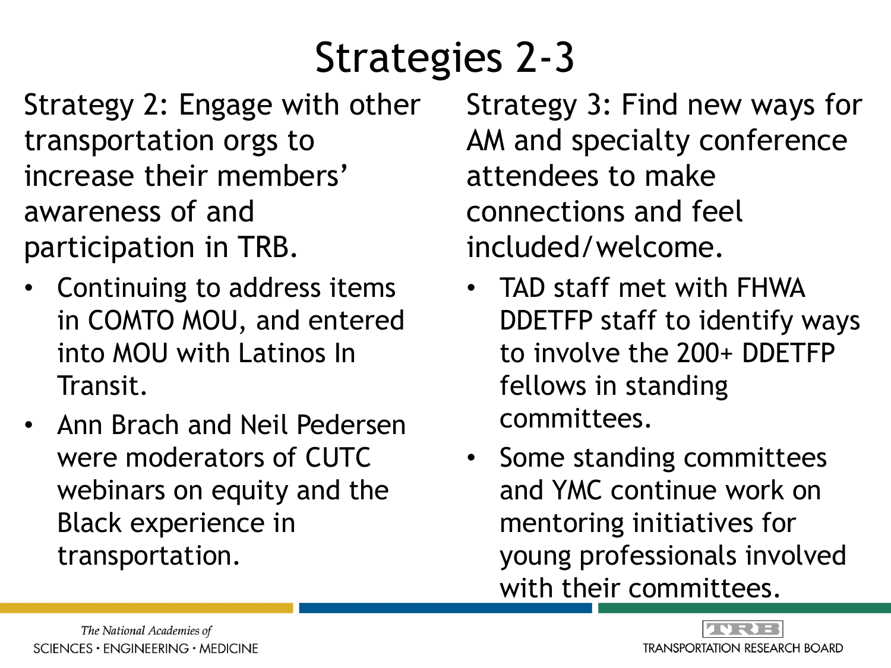# Strategies 2-3

Strategy 2: Engage with other transportation orgs to increase their members' awareness of and participation in TRB.

- Continuing to address items in COMTO MOU, and entered into MOU with Latinos In Transit.
- Ann Brach and Neil Pedersen were moderators of CUTC webinars on equity and the Black experience in transportation.

Strategy 3: Find new ways for AM and specialty conference attendees to make connections and feel included/welcome.

- TAD staff met with FHWA DDETFP staff to identify ways to involve the 200+ DDETFP fellows in standing committees.
- Some standing committees and YMC continue work on mentoring initiatives for young professionals involved with their committees.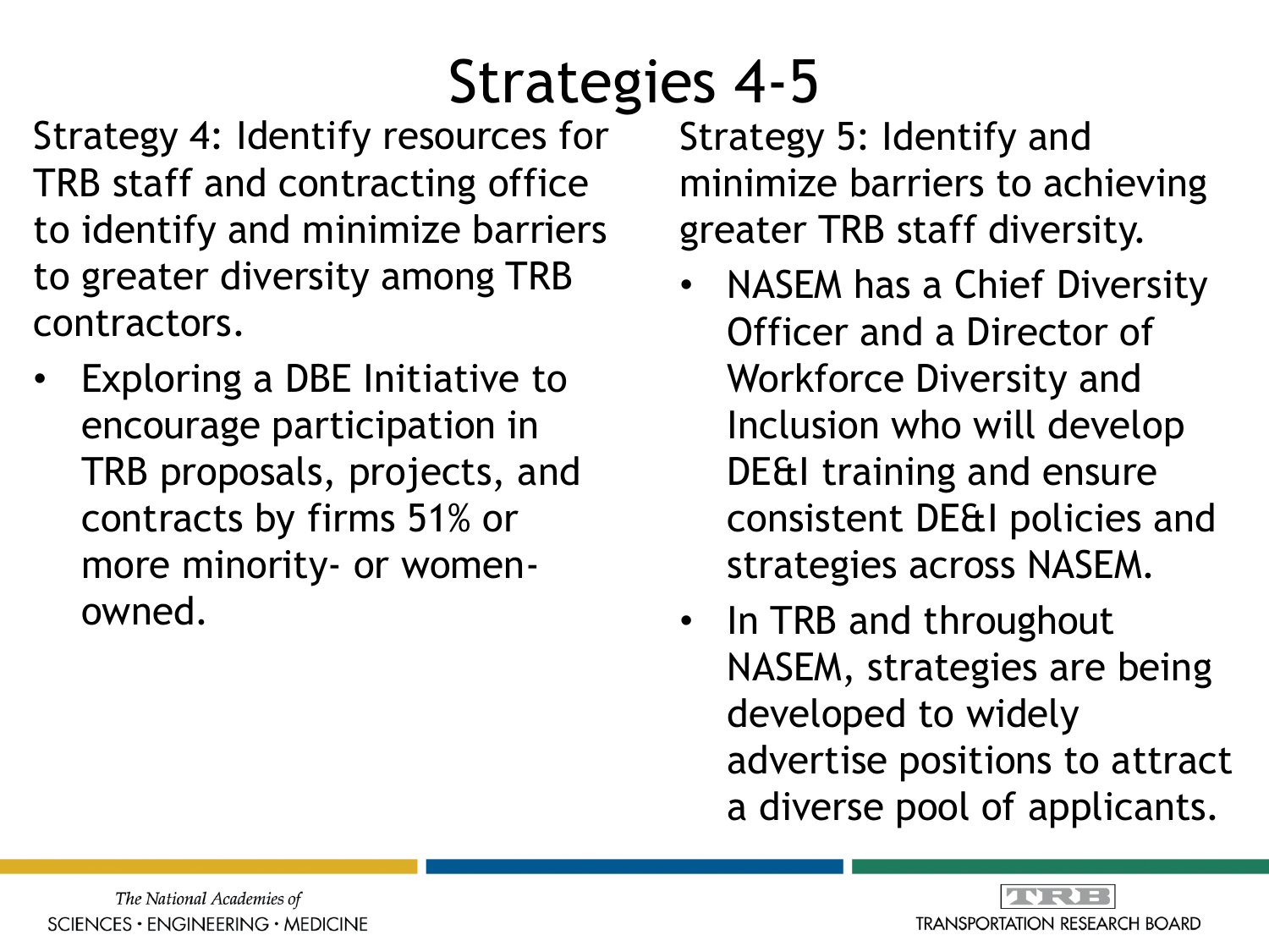# Strategies 4-5

Strategy 4: Identify resources for TRB staff and contracting office to identify and minimize barriers to greater diversity among TRB contractors.

- Exploring a DBE Initiative to encourage participation in TRB proposals, projects, and contracts by firms 51% or more minority- or women-owned.

Strategy 5: Identify and minimize barriers to achieving greater TRB staff diversity.

- NASEM has a Chief Diversity Officer and a Director of Workforce Diversity and Inclusion who will develop DE&I training and ensure consistent DE&I policies and strategies across NASEM.
- In TRB and throughout NASEM, strategies are being developed to widely advertise positions to attract a diverse pool of applicants.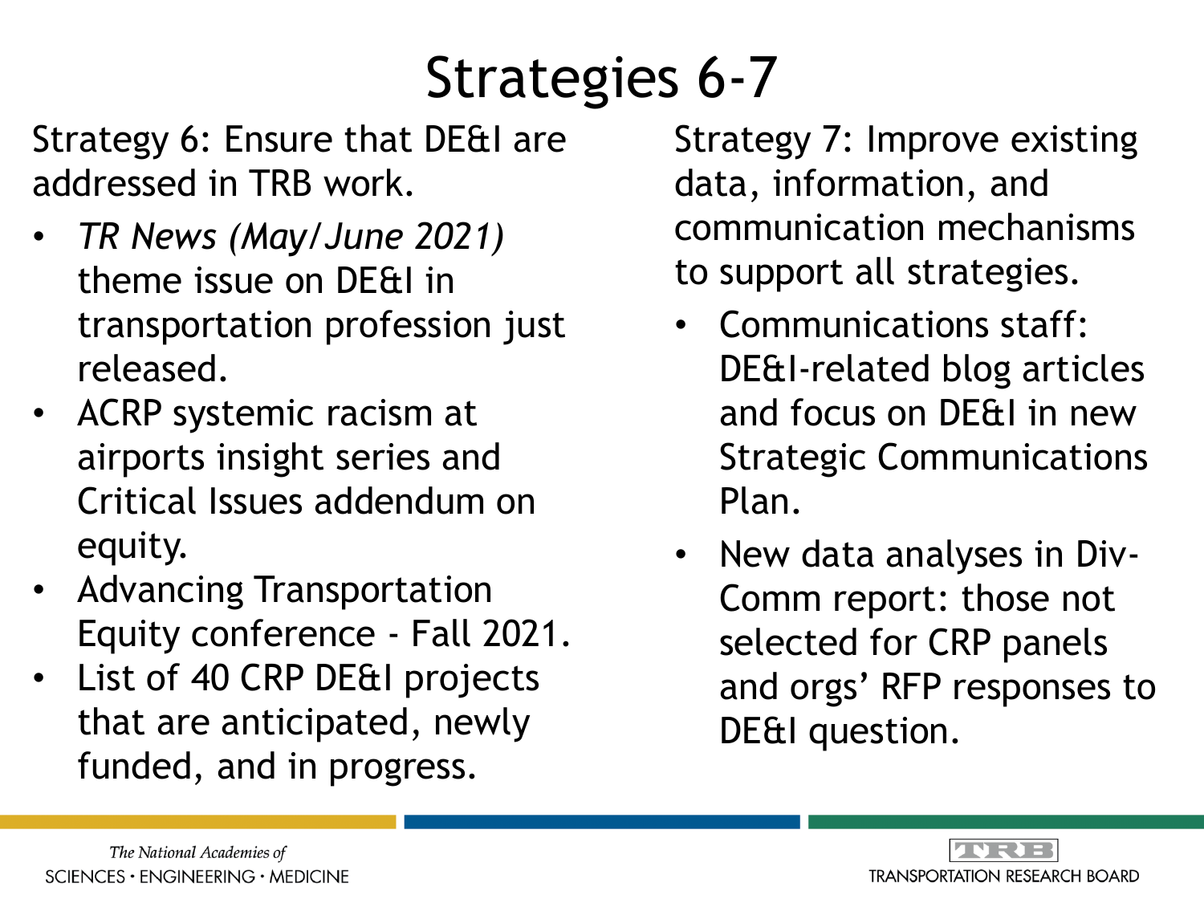# Strategies 6-7

Strategy 6: Ensure that DE&I are addressed in TRB work.

- *TR News (May/June 2021)* theme issue on DE&I in transportation profession just released.
- ACRP systemic racism at airports insight series and Critical Issues addendum on equity.
- Advancing Transportation Equity conference - Fall 2021.
- List of 40 CRP DE&I projects that are anticipated, newly funded, and in progress.

Strategy 7: Improve existing data, information, and communication mechanisms to support all strategies.

- Communications staff: DE&I-related blog articles and focus on DE&I in new Strategic Communications Plan.
- New data analyses in Div-Comm report: those not selected for CRP panels and orgs' RFP responses to DE&I question.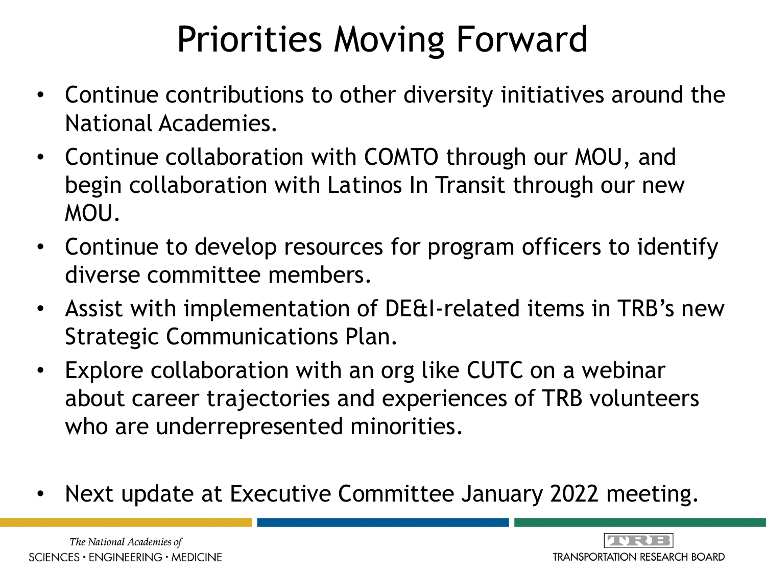# Priorities Moving Forward

- Continue contributions to other diversity initiatives around the National Academies.
- Continue collaboration with COMTO through our MOU, and begin collaboration with Latinos In Transit through our new MOU.
- Continue to develop resources for program officers to identify diverse committee members.
- Assist with implementation of DE&I-related items in TRB's new Strategic Communications Plan.
- Explore collaboration with an org like CUTC on a webinar about career trajectories and experiences of TRB volunteers who are underrepresented minorities.

- Next update at Executive Committee January 2022 meeting.